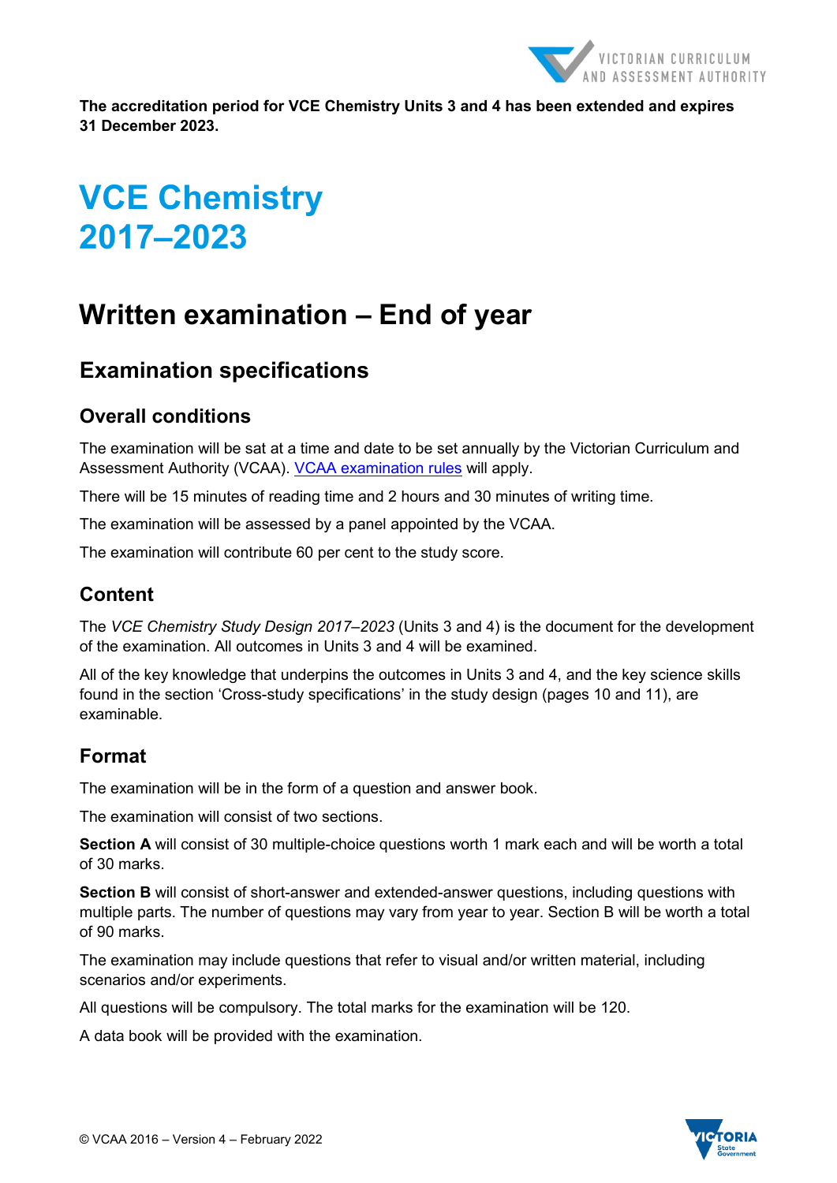**The accreditation period for VCE Chemistry Units 3 and 4 has been extended and expires 31 December 2023.**

# VCE Chemistry 2017–2023

## Written examination – End of year

### Examination specifications

#### Overall conditions

The examination will be sat at a time and date to be set annually by the Victorian Curriculum and Assessment Authority (VCAA). [VCAA examination rules](#) will apply.

There will be 15 minutes of reading time and 2 hours and 30 minutes of writing time.

The examination will be assessed by a panel appointed by the VCAA.

The examination will contribute 60 per cent to the study score.

#### Content

The *VCE Chemistry Study Design 2017–2023* (Units 3 and 4) is the document for the development of the examination. All outcomes in Units 3 and 4 will be examined.

All of the key knowledge that underpins the outcomes in Units 3 and 4, and the key science skills found in the section 'Cross-study specifications' in the study design (pages 10 and 11), are examinable.

#### Format

The examination will be in the form of a question and answer book.

The examination will consist of two sections.

**Section A** will consist of 30 multiple-choice questions worth 1 mark each and will be worth a total of 30 marks.

**Section B** will consist of short-answer and extended-answer questions, including questions with multiple parts. The number of questions may vary from year to year. Section B will be worth a total of 90 marks.

The examination may include questions that refer to visual and/or written material, including scenarios and/or experiments.

All questions will be compulsory. The total marks for the examination will be 120.

A data book will be provided with the examination.

© VCAA 2016 – Version 4 – February 2022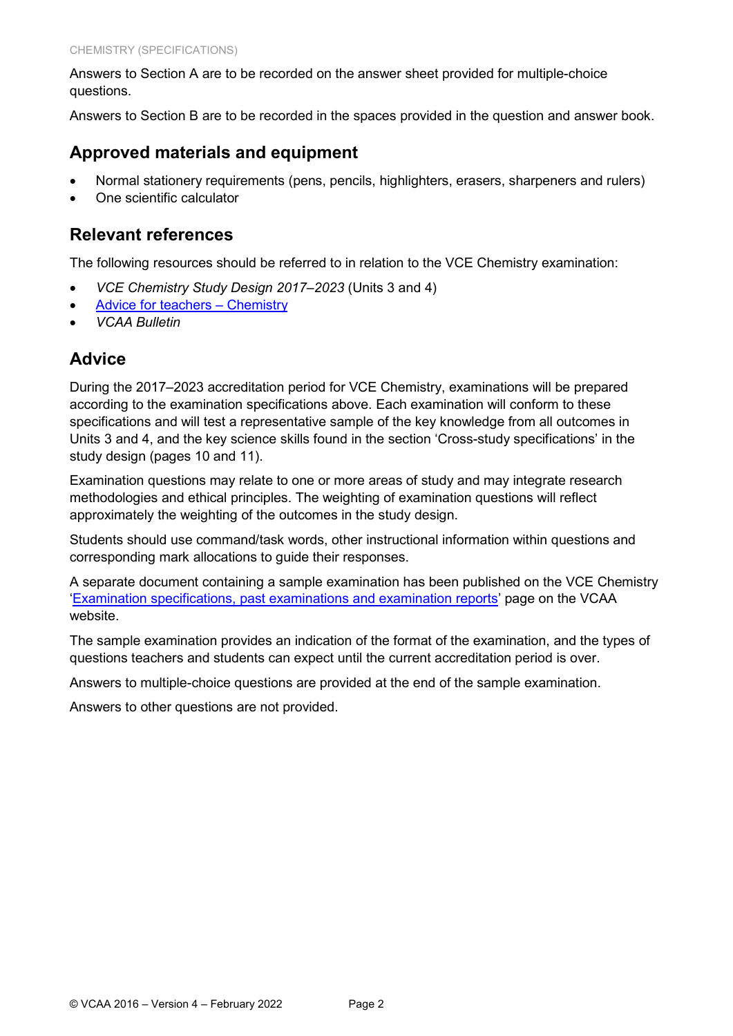Answers to Section A are to be recorded on the answer sheet provided for multiple-choice questions.

Answers to Section B are to be recorded in the spaces provided in the question and answer book.

## Approved materials and equipment

- Normal stationery requirements (pens, pencils, highlighters, erasers, sharpeners and rulers)
- One scientific calculator

## Relevant references

The following resources should be referred to in relation to the VCE Chemistry examination:

- *VCE Chemistry Study Design 2017–2023* (Units 3 and 4)
- Advice for teachers – Chemistry
- *VCAA Bulletin*

## Advice

During the 2017–2023 accreditation period for VCE Chemistry, examinations will be prepared according to the examination specifications above. Each examination will conform to these specifications and will test a representative sample of the key knowledge from all outcomes in Units 3 and 4, and the key science skills found in the section 'Cross-study specifications' in the study design (pages 10 and 11).

Examination questions may relate to one or more areas of study and may integrate research methodologies and ethical principles. The weighting of examination questions will reflect approximately the weighting of the outcomes in the study design.

Students should use command/task words, other instructional information within questions and corresponding mark allocations to guide their responses.

A separate document containing a sample examination has been published on the VCE Chemistry 'Examination specifications, past examinations and examination reports' page on the VCAA website.

The sample examination provides an indication of the format of the examination, and the types of questions teachers and students can expect until the current accreditation period is over.

Answers to multiple-choice questions are provided at the end of the sample examination.

Answers to other questions are not provided.